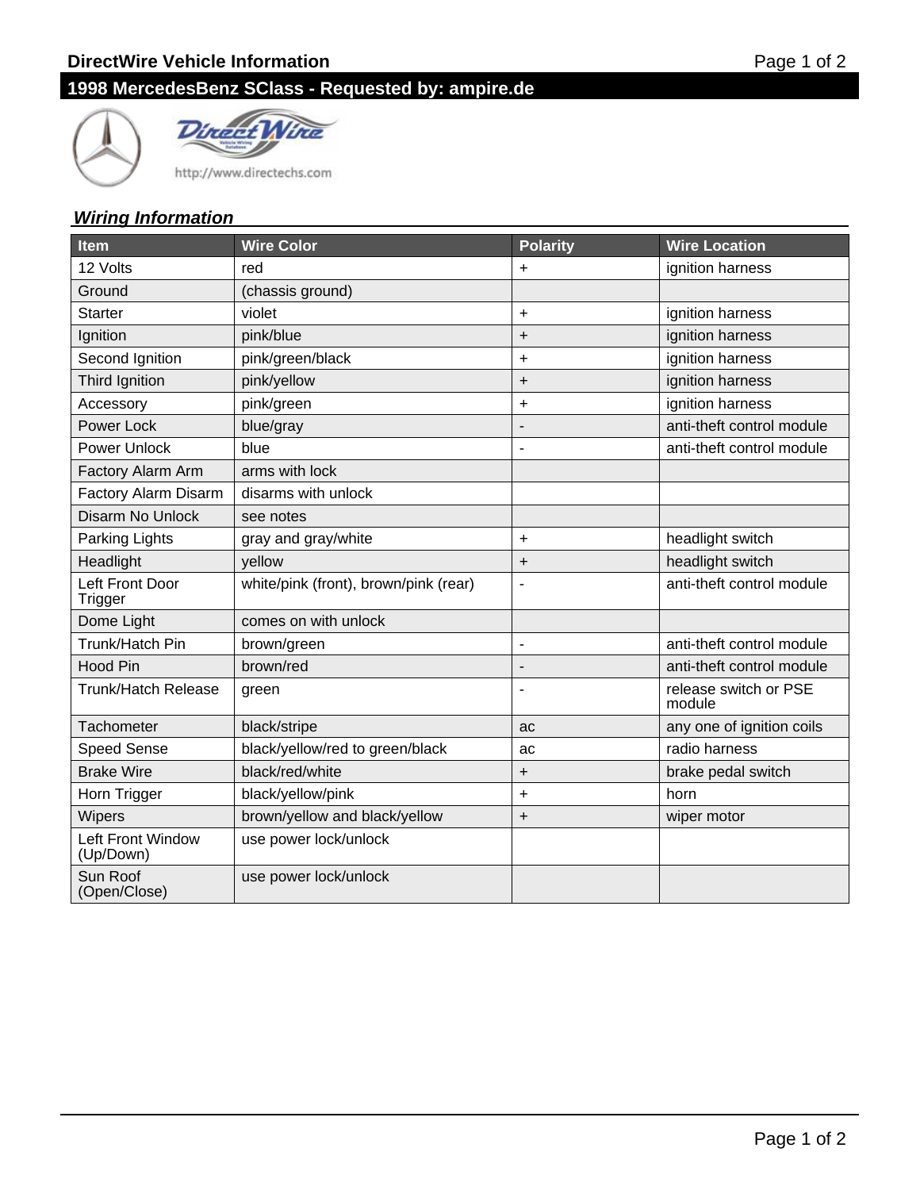# DirectWire Vehicle Information

## 1998 MercedesBenz SClass - Requested by: ampire.de

http://www.directechs.com

### *Wiring Information*

| Item | Wire Color | Polarity | Wire Location |
| --- | --- | --- | --- |
| 12 Volts | red | + | ignition harness |
| Ground | (chassis ground) | | |
| Starter | violet | + | ignition harness |
| Ignition | pink/blue | + | ignition harness |
| Second Ignition | pink/green/black | + | ignition harness |
| Third Ignition | pink/yellow | + | ignition harness |
| Accessory | pink/green | + | ignition harness |
| Power Lock | blue/gray | - | anti-theft control module |
| Power Unlock | blue | - | anti-theft control module |
| Factory Alarm Arm | arms with lock | | |
| Factory Alarm Disarm | disarms with unlock | | |
| Disarm No Unlock | see notes | | |
| Parking Lights | gray and gray/white | + | headlight switch |
| Headlight | yellow | + | headlight switch |
| Left Front Door Trigger | white/pink (front), brown/pink (rear) | - | anti-theft control module |
| Dome Light | comes on with unlock | | |
| Trunk/Hatch Pin | brown/green | - | anti-theft control module |
| Hood Pin | brown/red | - | anti-theft control module |
| Trunk/Hatch Release | green | - | release switch or PSE module |
| Tachometer | black/stripe | ac | any one of ignition coils |
| Speed Sense | black/yellow/red to green/black | ac | radio harness |
| Brake Wire | black/red/white | + | brake pedal switch |
| Horn Trigger | black/yellow/pink | + | horn |
| Wipers | brown/yellow and black/yellow | + | wiper motor |
| Left Front Window (Up/Down) | use power lock/unlock | | |
| Sun Roof (Open/Close) | use power lock/unlock | | |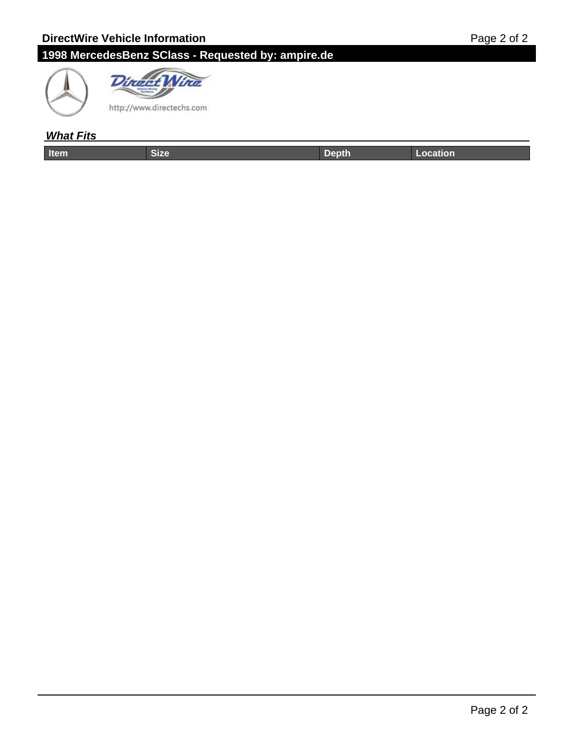## What Fits

| Item | Size | Depth | Location |
| --- | --- | --- | --- |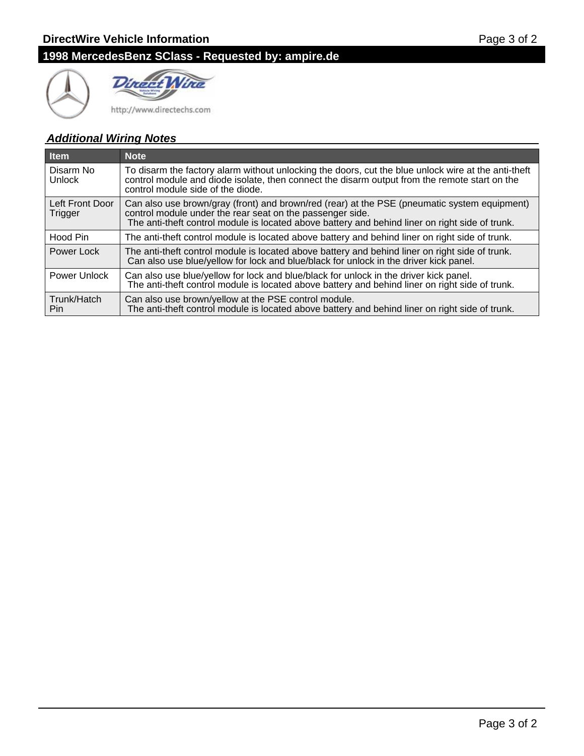## Additional Wiring Notes

| Item | Note |
| --- | --- |
| Disarm No Unlock | To disarm the factory alarm without unlocking the doors, cut the blue unlock wire at the anti-theft control module and diode isolate, then connect the disarm output from the remote start on the control module side of the diode. |
| Left Front Door Trigger | Can also use brown/gray (front) and brown/red (rear) at the PSE (pneumatic system equipment) control module under the rear seat on the passenger side. The anti-theft control module is located above battery and behind liner on right side of trunk. |
| Hood Pin | The anti-theft control module is located above battery and behind liner on right side of trunk. |
| Power Lock | The anti-theft control module is located above battery and behind liner on right side of trunk. Can also use blue/yellow for lock and blue/black for unlock in the driver kick panel. |
| Power Unlock | Can also use blue/yellow for lock and blue/black for unlock in the driver kick panel. The anti-theft control module is located above battery and behind liner on right side of trunk. |
| Trunk/Hatch Pin | Can also use brown/yellow at the PSE control module. The anti-theft control module is located above battery and behind liner on right side of trunk. |